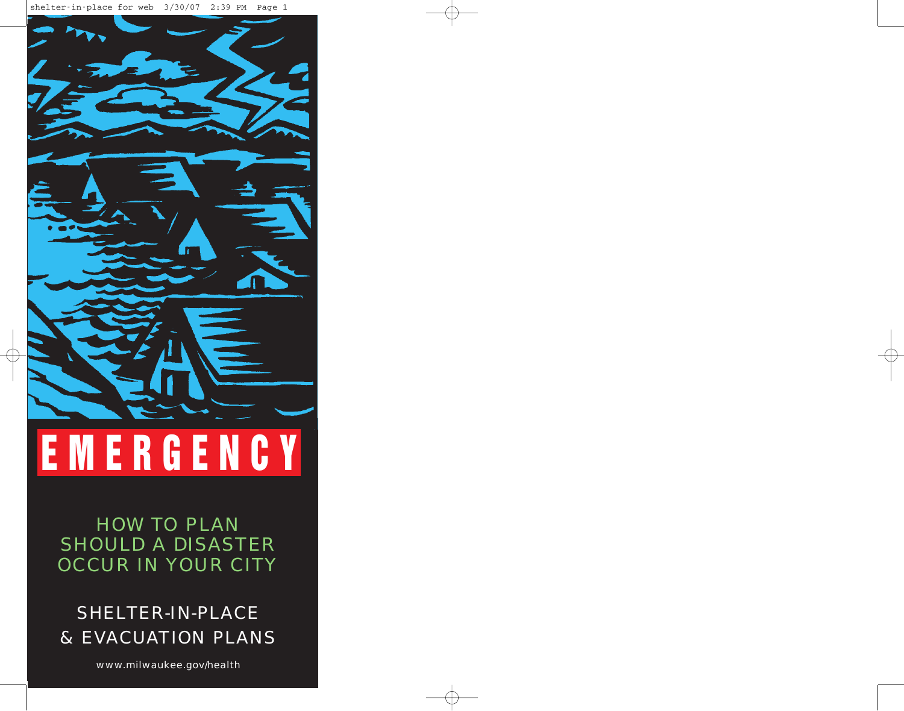# EMERGENCY

## HOW TO PLAN SHOULD A DISASTER OCCUR IN YOUR CITY

## SHELTER-IN-PLACE & EVACUATION PLANS

www.milwaukee.gov/health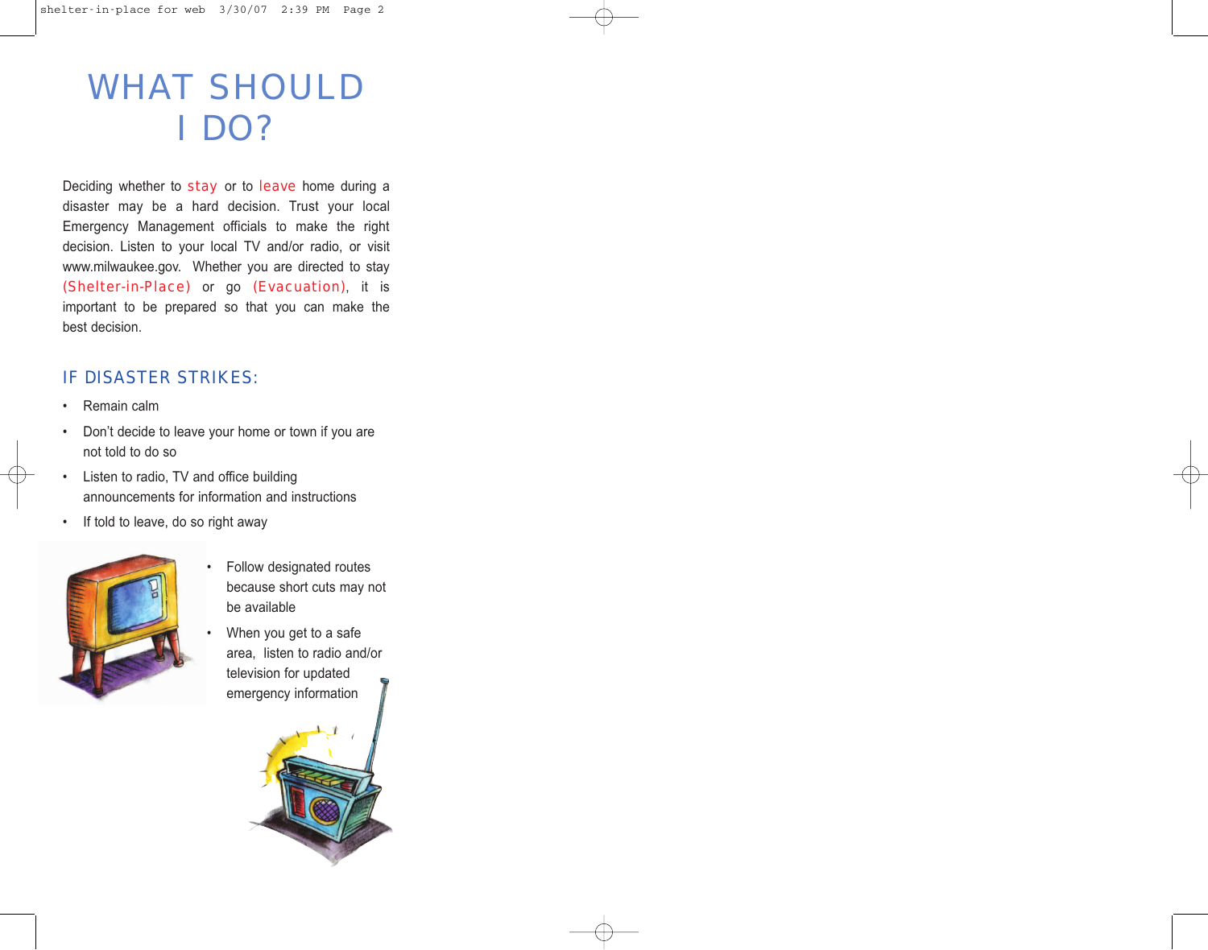# WHAT SHOULD I DO?

Deciding whether to stay or to leave home during a disaster may be a hard decision. Trust your local Emergency Management officials to make the right decision. Listen to your local TV and/or radio, or visit www.milwaukee.gov. Whether you are directed to stay (Shelter-in-Place) or go (Evacuation), it is important to be prepared so that you can make the best decision.

## IF DISASTER STRIKES:

- Remain calm
- Don't decide to leave your home or town if you are not told to do so
- Listen to radio, TV and office building announcements for information and instructions
- If told to leave, do so right away
- Follow designated routes because short cuts may not be available
- When you get to a safe area, listen to radio and/or television for updated emergency information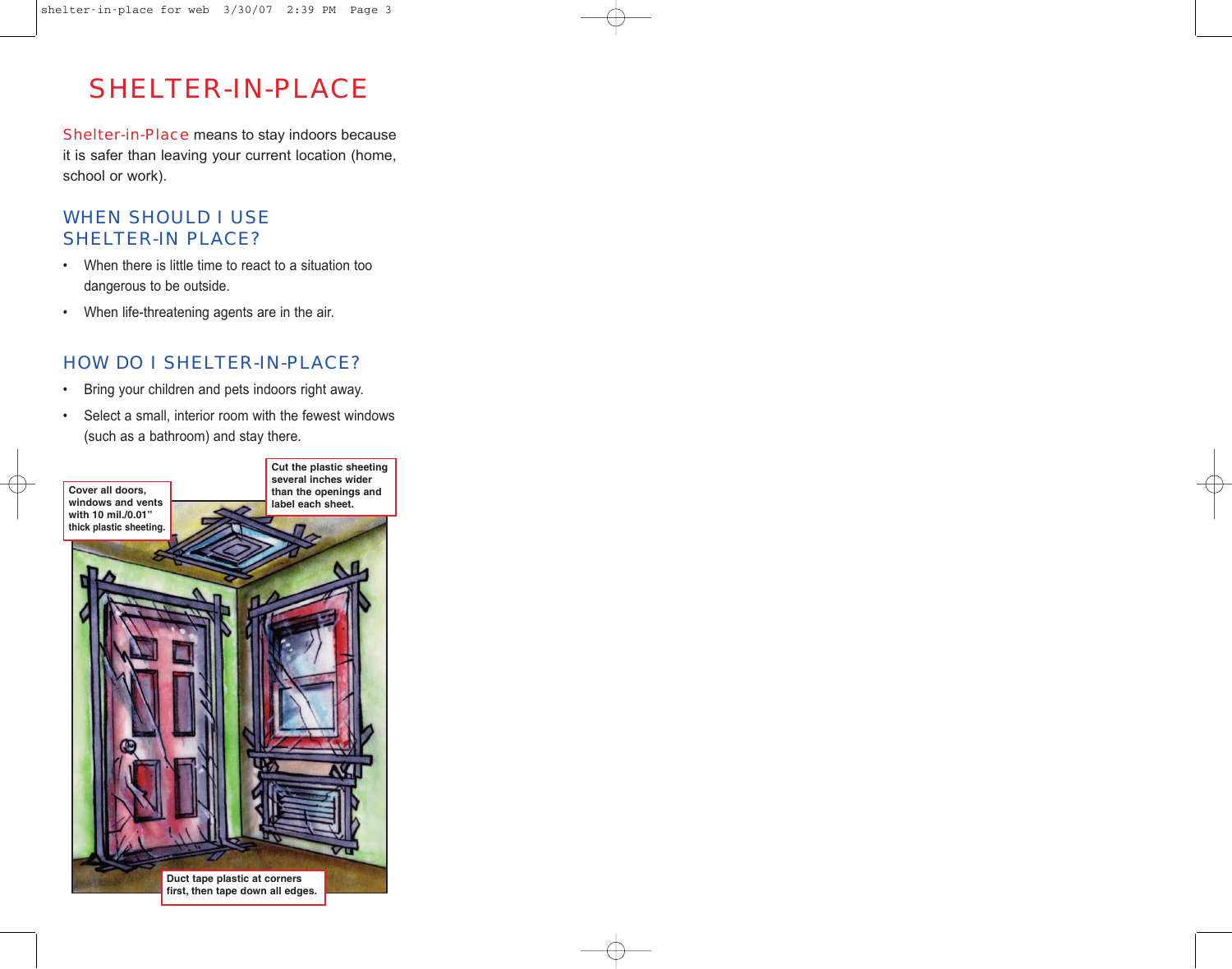# SHELTER-IN-PLACE

Shelter-in-Place means to stay indoors because it is safer than leaving your current location (home, school or work).

## WHEN SHOULD I USE SHELTER-IN PLACE?

- When there is little time to react to a situation too dangerous to be outside.
- When life-threatening agents are in the air.

## HOW DO I SHELTER-IN-PLACE?

- Bring your children and pets indoors right away.
- Select a small, interior room with the fewest windows (such as a bathroom) and stay there.

**Cover all doors, windows and vents with 10 mil./0.01" thick plastic sheeting.**

**Cut the plastic sheeting several inches wider than the openings and label each sheet.**

**Duct tape plastic at corners first, then tape down all edges.**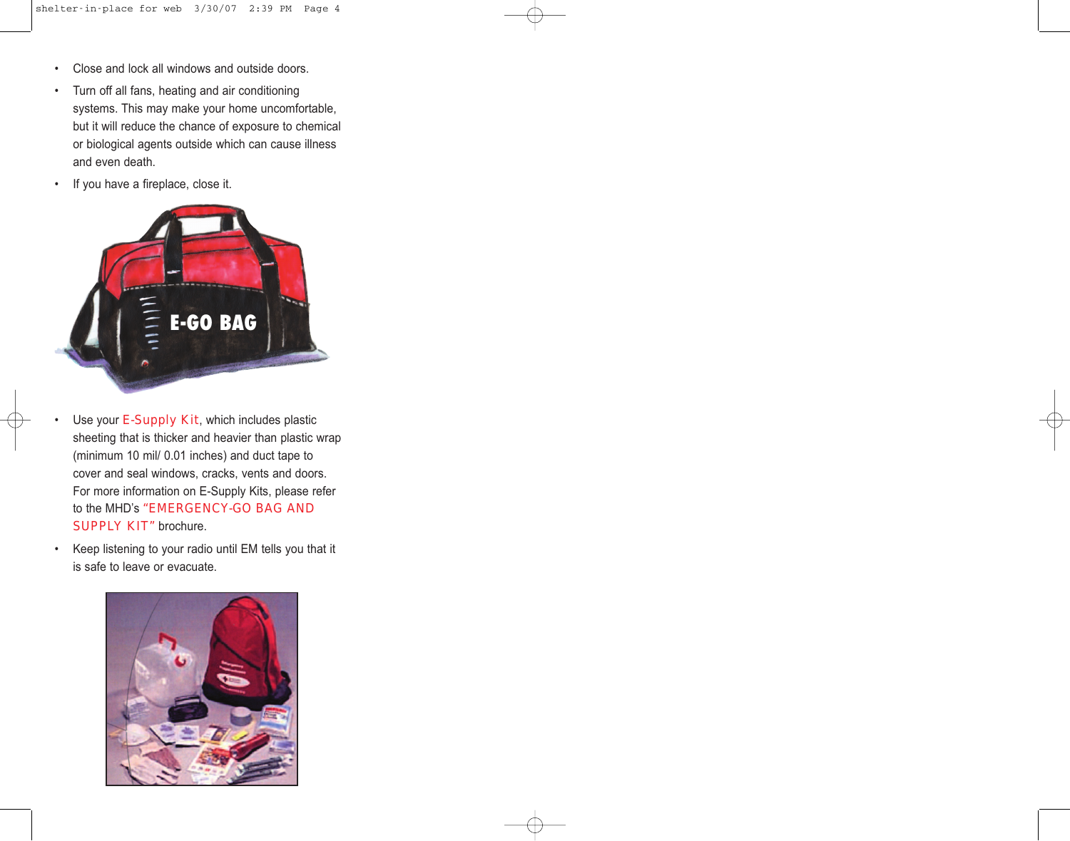- Close and lock all windows and outside doors.
- Turn off all fans, heating and air conditioning systems. This may make your home uncomfortable, but it will reduce the chance of exposure to chemical or biological agents outside which can cause illness and even death.
- If you have a fireplace, close it.

- Use your E-Supply Kit, which includes plastic sheeting that is thicker and heavier than plastic wrap (minimum 10 mil/ 0.01 inches) and duct tape to cover and seal windows, cracks, vents and doors. For more information on E-Supply Kits, please refer to the MHD's "EMERGENCY-GO BAG AND SUPPLY KIT" brochure.
- Keep listening to your radio until EM tells you that it is safe to leave or evacuate.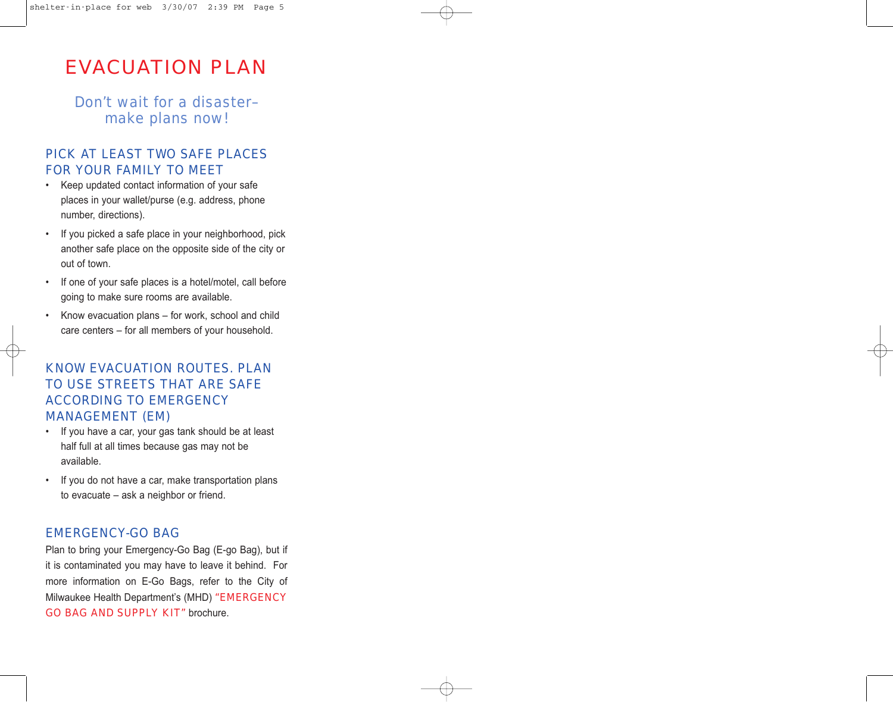# EVACUATION PLAN

Don't wait for a disaster–
make plans now!

## PICK AT LEAST TWO SAFE PLACES FOR YOUR FAMILY TO MEET

- Keep updated contact information of your safe places in your wallet/purse (e.g. address, phone number, directions).
- If you picked a safe place in your neighborhood, pick another safe place on the opposite side of the city or out of town.
- If one of your safe places is a hotel/motel, call before going to make sure rooms are available.
- Know evacuation plans – for work, school and child care centers – for all members of your household.

## KNOW EVACUATION ROUTES. PLAN TO USE STREETS THAT ARE SAFE ACCORDING TO EMERGENCY MANAGEMENT (EM)

- If you have a car, your gas tank should be at least half full at all times because gas may not be available.
- If you do not have a car, make transportation plans to evacuate – ask a neighbor or friend.

## EMERGENCY-GO BAG

Plan to bring your Emergency-Go Bag (E-go Bag), but if it is contaminated you may have to leave it behind. For more information on E-Go Bags, refer to the City of Milwaukee Health Department's (MHD) "EMERGENCY GO BAG AND SUPPLY KIT" brochure.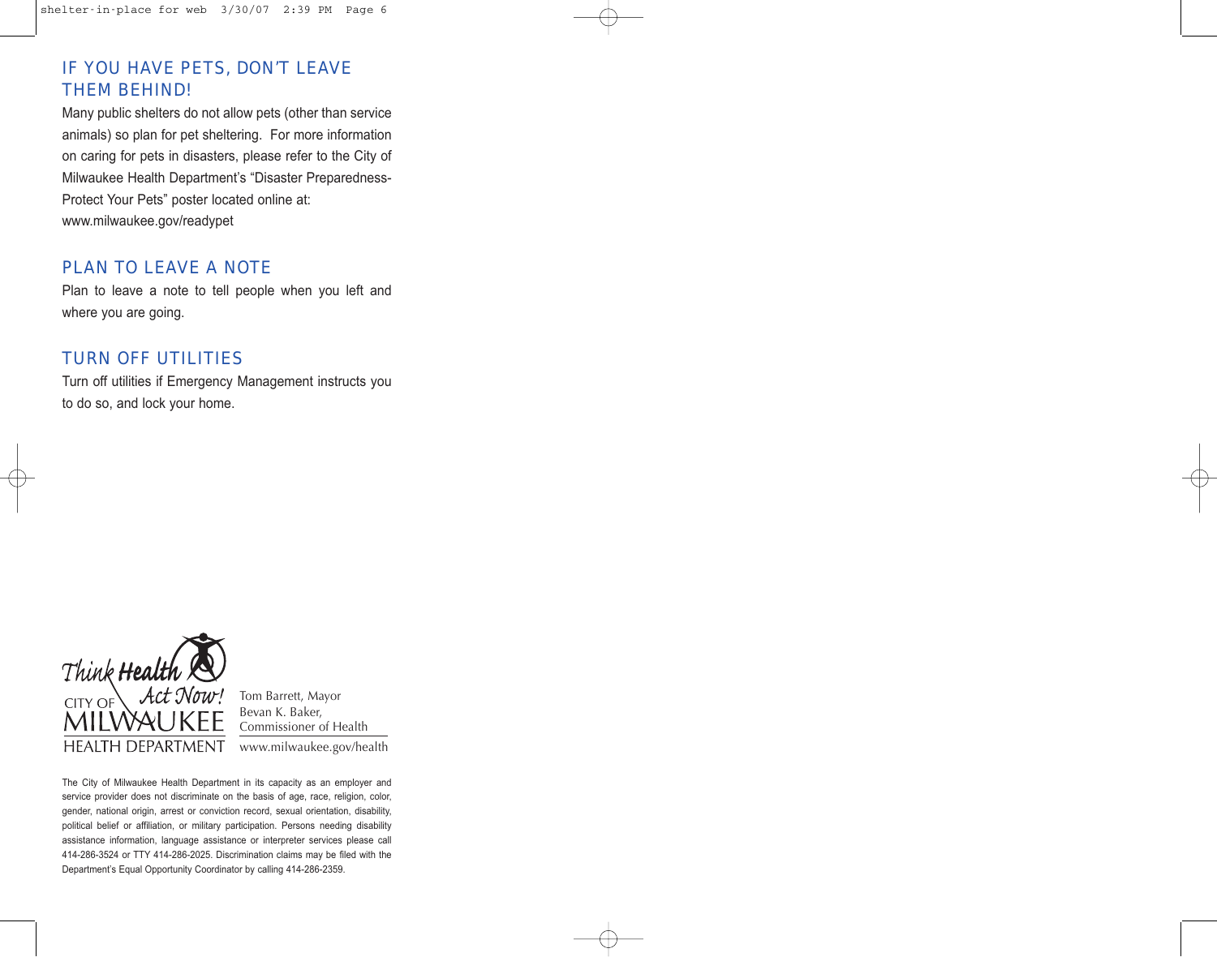## IF YOU HAVE PETS, DON'T LEAVE THEM BEHIND!

Many public shelters do not allow pets (other than service animals) so plan for pet sheltering. For more information on caring for pets in disasters, please refer to the City of Milwaukee Health Department's "Disaster Preparedness-Protect Your Pets" poster located online at: www.milwaukee.gov/readypet

## PLAN TO LEAVE A NOTE

Plan to leave a note to tell people when you left and where you are going.

## TURN OFF UTILITIES

Turn off utilities if Emergency Management instructs you to do so, and lock your home.

Think Health Act Now!
CITY OF MILWAUKEE
HEALTH DEPARTMENT

Tom Barrett, Mayor
Bevan K. Baker,
Commissioner of Health

www.milwaukee.gov/health

The City of Milwaukee Health Department in its capacity as an employer and service provider does not discriminate on the basis of age, race, religion, color, gender, national origin, arrest or conviction record, sexual orientation, disability, political belief or affiliation, or military participation. Persons needing disability assistance information, language assistance or interpreter services please call 414-286-3524 or TTY 414-286-2025. Discrimination claims may be filed with the Department's Equal Opportunity Coordinator by calling 414-286-2359.